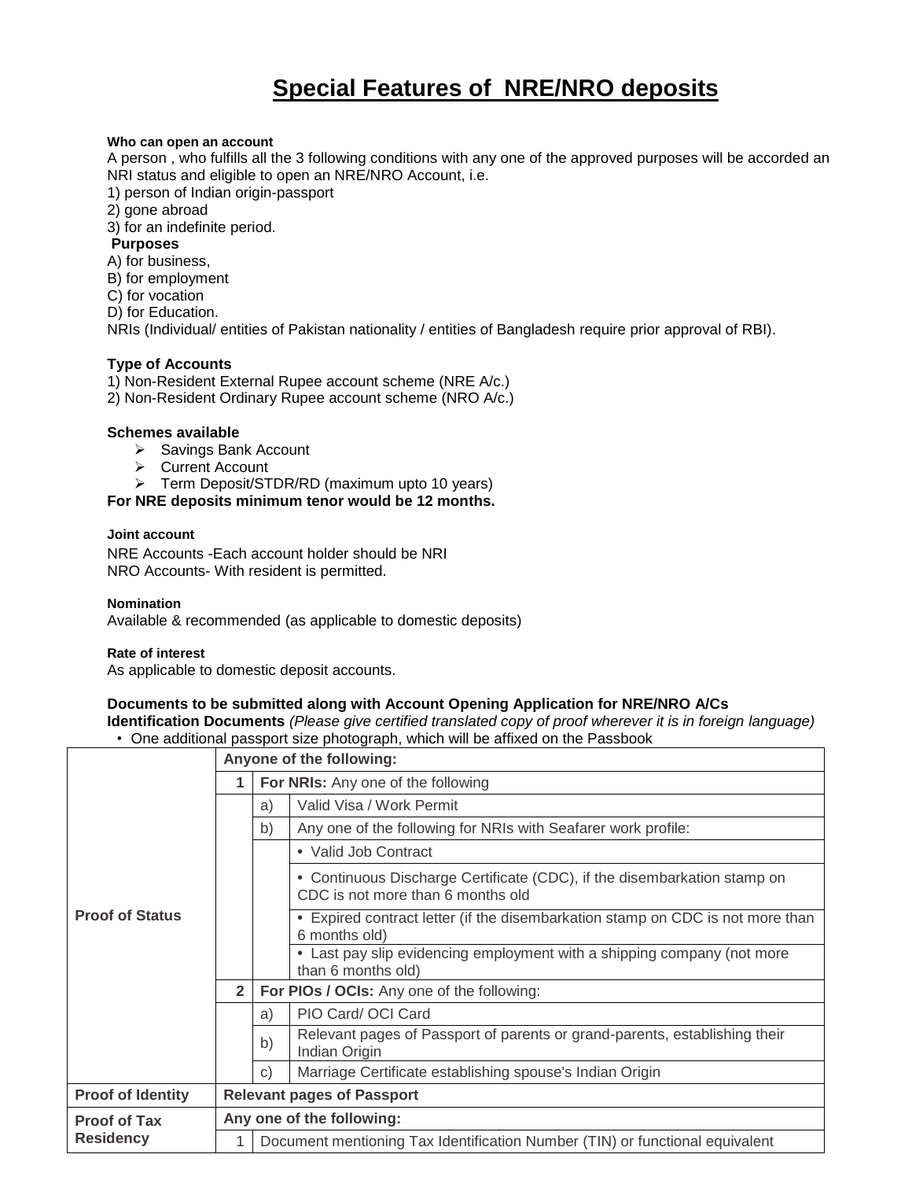# Special Features of NRE/NRO deposits

**Who can open an account**

A person , who fulfills all the 3 following conditions with any one of the approved purposes will be accorded an NRI status and eligible to open an NRE/NRO Account, i.e.

1) person of Indian origin-passport
2) gone abroad
3) for an indefinite period.

**Purposes**

A) for business,
B) for employment
C) for vocation
D) for Education.

NRIs (Individual/ entities of Pakistan nationality / entities of Bangladesh require prior approval of RBI).

**Type of Accounts**

1) Non-Resident External Rupee account scheme (NRE A/c.)
2) Non-Resident Ordinary Rupee account scheme (NRO A/c.)

**Schemes available**

- Savings Bank Account
- Current Account
- Term Deposit/STDR/RD (maximum upto 10 years)

**For NRE deposits minimum tenor would be 12 months.**

**Joint account**

NRE Accounts -Each account holder should be NRI
NRO Accounts- With resident is permitted.

**Nomination**

Available & recommended (as applicable to domestic deposits)

**Rate of interest**

As applicable to domestic deposit accounts.

**Documents to be submitted along with Account Opening Application for NRE/NRO A/Cs**

**Identification Documents** *(Please give certified translated copy of proof wherever it is in foreign language)*

- One additional passport size photograph, which will be affixed on the Passbook

| | | | |
|---|---|---|---|
| **Proof of Status** | **Anyone of the following:** | | |
| | **1** | **For NRIs:** Any one of the following | |
| | | a) | Valid Visa / Work Permit |
| | | b) | Any one of the following for NRIs with Seafarer work profile: |
| | | | • Valid Job Contract |
| | | | • Continuous Discharge Certificate (CDC), if the disembarkation stamp on CDC is not more than 6 months old |
| | | | • Expired contract letter (if the disembarkation stamp on CDC is not more than 6 months old) |
| | | | • Last pay slip evidencing employment with a shipping company (not more than 6 months old) |
| | **2** | **For PIOs / OCIs:** Any one of the following: | |
| | | a) | PIO Card/ OCI Card |
| | | b) | Relevant pages of Passport of parents or grand-parents, establishing their Indian Origin |
| | | c) | Marriage Certificate establishing spouse's Indian Origin |
| **Proof of Identity** | **Relevant pages of Passport** | | |
| **Proof of Tax Residency** | **Any one of the following:** | | |
| | 1 | Document mentioning Tax Identification Number (TIN) or functional equivalent | |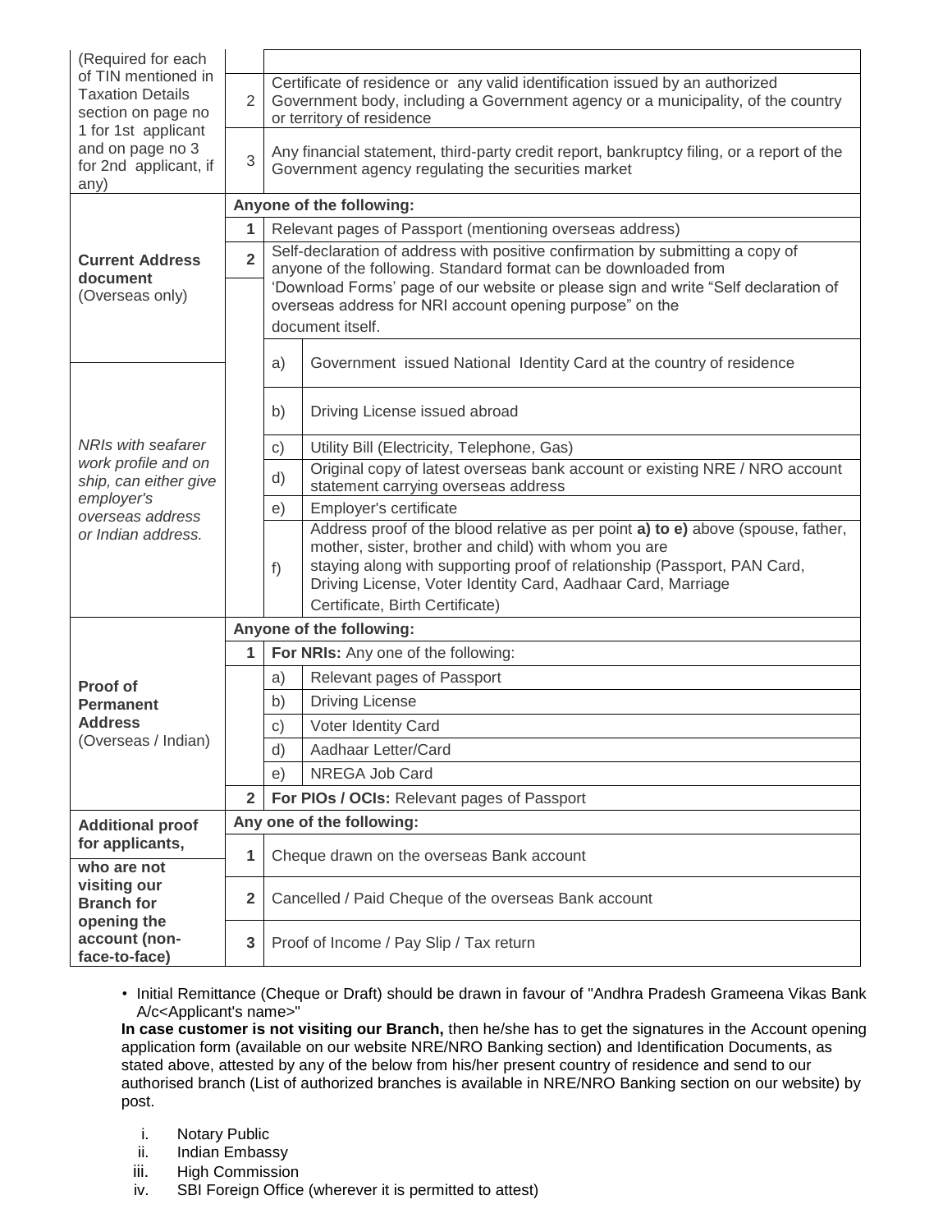| | | | |
|---|---|---|---|
| (Required for each of TIN mentioned in Taxation Details section on page no 1 for 1st applicant and on page no 3 for 2nd applicant, if any) | | | |
| | 2 | Certificate of residence or any valid identification issued by an authorized Government body, including a Government agency or a municipality, of the country or territory of residence | |
| | 3 | Any financial statement, third-party credit report, bankruptcy filing, or a report of the Government agency regulating the securities market | |
| **Current Address document** (Overseas only) | **Anyone of the following:** | | |
| | **1** | Relevant pages of Passport (mentioning overseas address) | |
| | **2** | Self-declaration of address with positive confirmation by submitting a copy of anyone of the following. Standard format can be downloaded from 'Download Forms' page of our website or please sign and write "Self declaration of overseas address for NRI account opening purpose" on the document itself. | |
| | | a) | Government issued National Identity Card at the country of residence |
| *NRIs with seafarer work profile and on ship, can either give employer's overseas address or Indian address.* | | b) | Driving License issued abroad |
| | | c) | Utility Bill (Electricity, Telephone, Gas) |
| | | d) | Original copy of latest overseas bank account or existing NRE / NRO account statement carrying overseas address |
| | | e) | Employer's certificate |
| | | f) | Address proof of the blood relative as per point **a) to e)** above (spouse, father, mother, sister, brother and child) with whom you are staying along with supporting proof of relationship (Passport, PAN Card, Driving License, Voter Identity Card, Aadhaar Card, Marriage Certificate, Birth Certificate) |
| **Proof of Permanent Address** (Overseas / Indian) | **Anyone of the following:** | | |
| | **1** | **For NRIs:** Any one of the following: | |
| | | a) | Relevant pages of Passport |
| | | b) | Driving License |
| | | c) | Voter Identity Card |
| | | d) | Aadhaar Letter/Card |
| | | e) | NREGA Job Card |
| | **2** | **For PIOs / OCIs:** Relevant pages of Passport | |
| **Additional proof for applicants, who are not visiting our Branch for opening the account (non-face-to-face)** | **Any one of the following:** | | |
| | **1** | Cheque drawn on the overseas Bank account | |
| | **2** | Cancelled / Paid Cheque of the overseas Bank account | |
| | **3** | Proof of Income / Pay Slip / Tax return | |

- Initial Remittance (Cheque or Draft) should be drawn in favour of "Andhra Pradesh Grameena Vikas Bank A/c<Applicant's name>"

**In case customer is not visiting our Branch,** then he/she has to get the signatures in the Account opening application form (available on our website NRE/NRO Banking section) and Identification Documents, as stated above, attested by any of the below from his/her present country of residence and send to our authorised branch (List of authorized branches is available in NRE/NRO Banking section on our website) by post.

i. Notary Public
ii. Indian Embassy
iii. High Commission
iv. SBI Foreign Office (wherever it is permitted to attest)